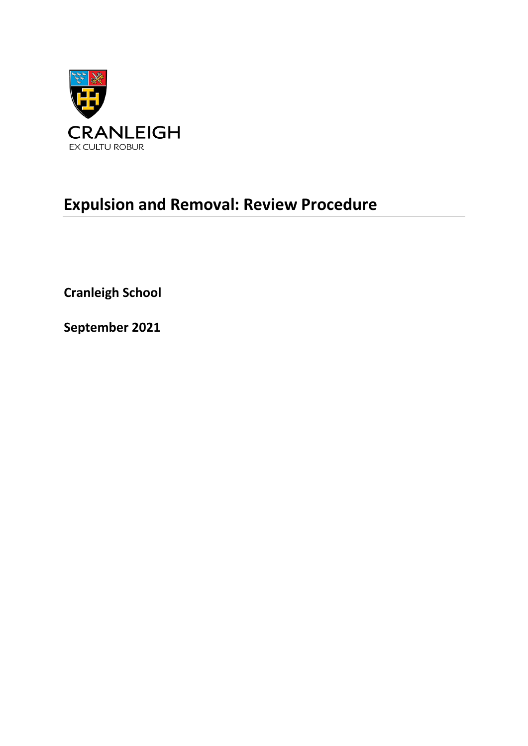CRANLEIGH

EX CULTU ROBUR

# Expulsion and Removal: Review Procedure

**Cranleigh School**

**September 2021**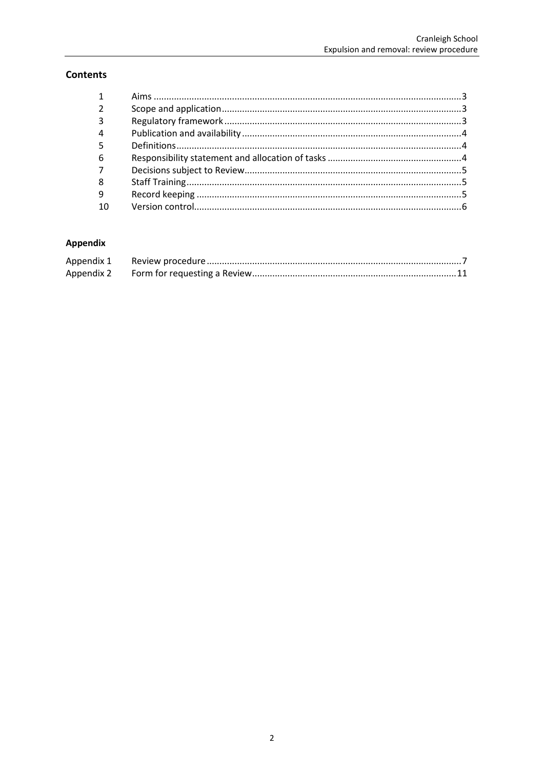## Contents

| | | |
|---|---|---|
| 1 | Aims | 3 |
| 2 | Scope and application | 3 |
| 3 | Regulatory framework | 3 |
| 4 | Publication and availability | 4 |
| 5 | Definitions | 4 |
| 6 | Responsibility statement and allocation of tasks | 4 |
| 7 | Decisions subject to Review | 5 |
| 8 | Staff Training | 5 |
| 9 | Record keeping | 5 |
| 10 | Version control | 6 |

## Appendix

| | | |
|---|---|---|
| Appendix 1 | Review procedure | 7 |
| Appendix 2 | Form for requesting a Review | 11 |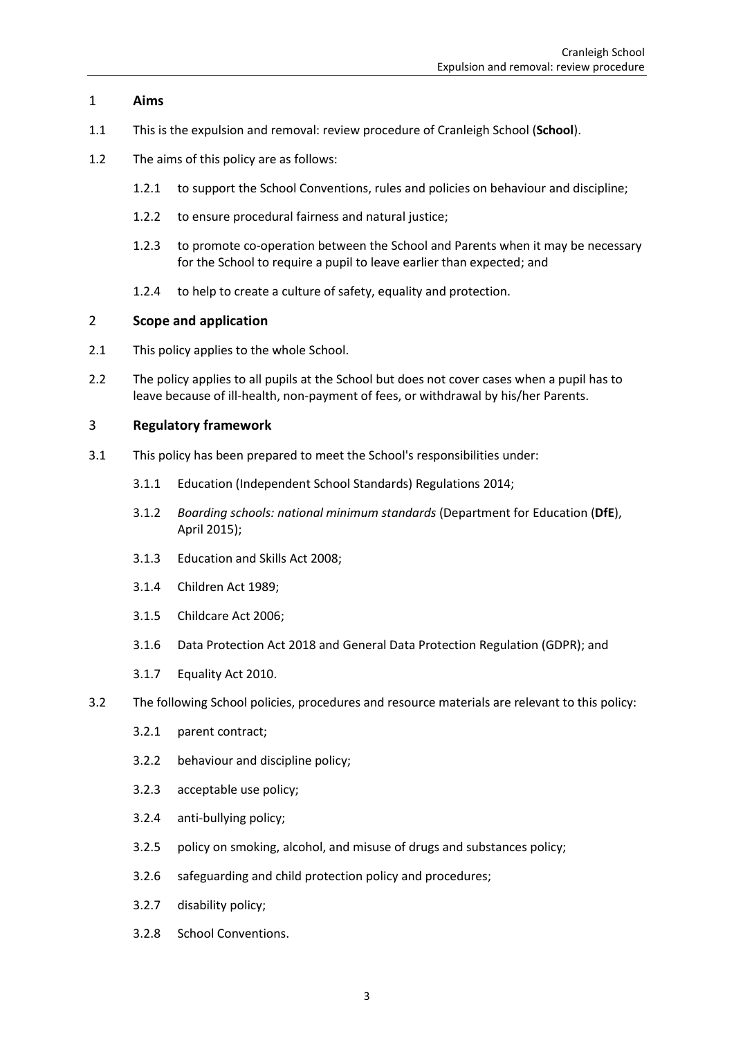## 1 Aims

1.1 This is the expulsion and removal: review procedure of Cranleigh School (**School**).

1.2 The aims of this policy are as follows:

1.2.1 to support the School Conventions, rules and policies on behaviour and discipline;

1.2.2 to ensure procedural fairness and natural justice;

1.2.3 to promote co-operation between the School and Parents when it may be necessary for the School to require a pupil to leave earlier than expected; and

1.2.4 to help to create a culture of safety, equality and protection.

## 2 Scope and application

2.1 This policy applies to the whole School.

2.2 The policy applies to all pupils at the School but does not cover cases when a pupil has to leave because of ill-health, non-payment of fees, or withdrawal by his/her Parents.

## 3 Regulatory framework

3.1 This policy has been prepared to meet the School's responsibilities under:

3.1.1 Education (Independent School Standards) Regulations 2014;

3.1.2 *Boarding schools: national minimum standards* (Department for Education (**DfE**), April 2015);

3.1.3 Education and Skills Act 2008;

3.1.4 Children Act 1989;

3.1.5 Childcare Act 2006;

3.1.6 Data Protection Act 2018 and General Data Protection Regulation (GDPR); and

3.1.7 Equality Act 2010.

3.2 The following School policies, procedures and resource materials are relevant to this policy:

3.2.1 parent contract;

3.2.2 behaviour and discipline policy;

3.2.3 acceptable use policy;

3.2.4 anti-bullying policy;

3.2.5 policy on smoking, alcohol, and misuse of drugs and substances policy;

3.2.6 safeguarding and child protection policy and procedures;

3.2.7 disability policy;

3.2.8 School Conventions.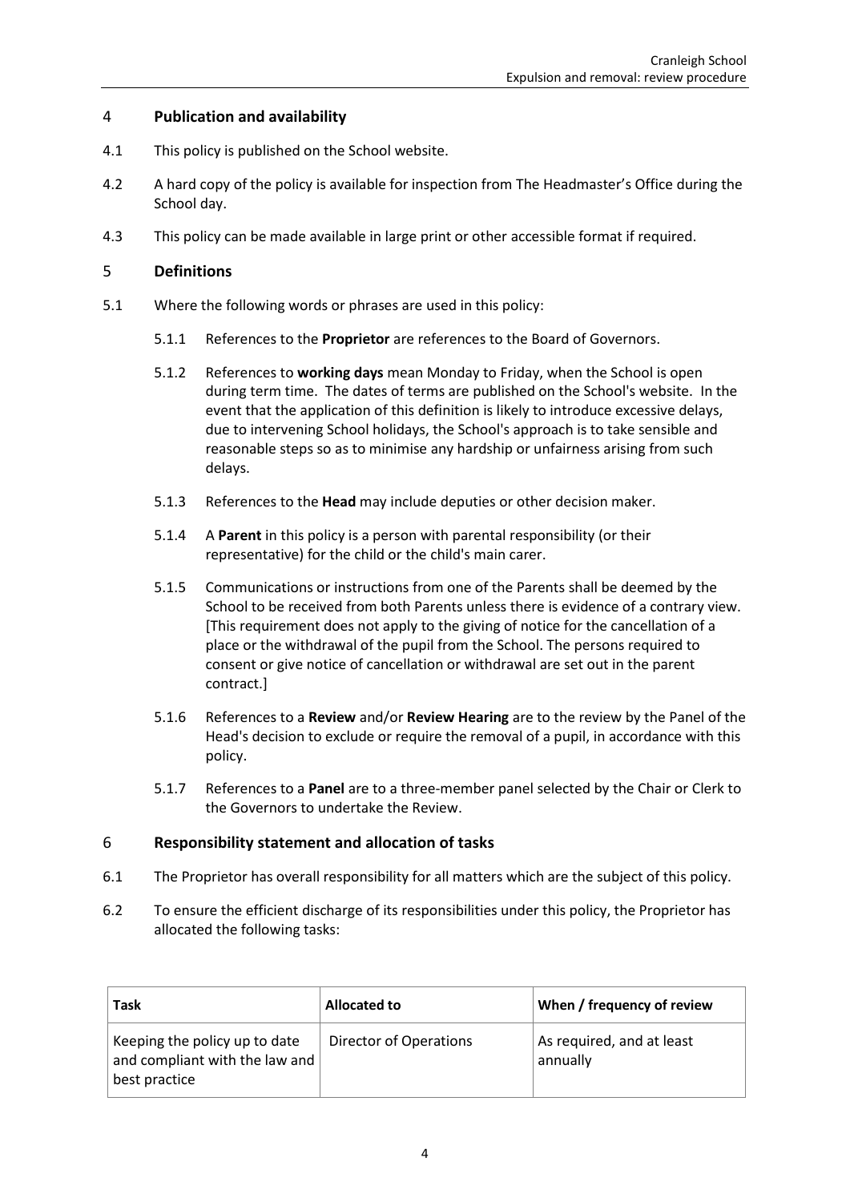## 4 Publication and availability

4.1 This policy is published on the School website.

4.2 A hard copy of the policy is available for inspection from The Headmaster's Office during the School day.

4.3 This policy can be made available in large print or other accessible format if required.

## 5 Definitions

5.1 Where the following words or phrases are used in this policy:

5.1.1 References to the **Proprietor** are references to the Board of Governors.

5.1.2 References to **working days** mean Monday to Friday, when the School is open during term time. The dates of terms are published on the School's website. In the event that the application of this definition is likely to introduce excessive delays, due to intervening School holidays, the School's approach is to take sensible and reasonable steps so as to minimise any hardship or unfairness arising from such delays.

5.1.3 References to the **Head** may include deputies or other decision maker.

5.1.4 A **Parent** in this policy is a person with parental responsibility (or their representative) for the child or the child's main carer.

5.1.5 Communications or instructions from one of the Parents shall be deemed by the School to be received from both Parents unless there is evidence of a contrary view. [This requirement does not apply to the giving of notice for the cancellation of a place or the withdrawal of the pupil from the School. The persons required to consent or give notice of cancellation or withdrawal are set out in the parent contract.]

5.1.6 References to a **Review** and/or **Review Hearing** are to the review by the Panel of the Head's decision to exclude or require the removal of a pupil, in accordance with this policy.

5.1.7 References to a **Panel** are to a three-member panel selected by the Chair or Clerk to the Governors to undertake the Review.

## 6 Responsibility statement and allocation of tasks

6.1 The Proprietor has overall responsibility for all matters which are the subject of this policy.

6.2 To ensure the efficient discharge of its responsibilities under this policy, the Proprietor has allocated the following tasks:

| Task | Allocated to | When / frequency of review |
|---|---|---|
| Keeping the policy up to date and compliant with the law and best practice | Director of Operations | As required, and at least annually |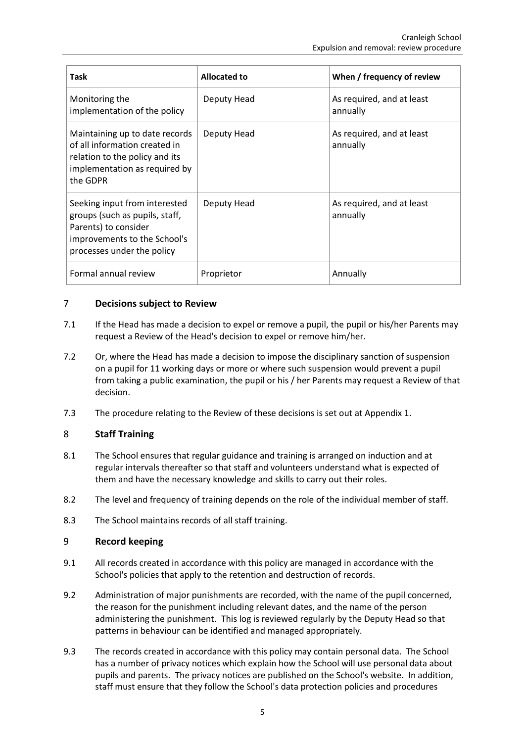| Task | Allocated to | When / frequency of review |
| --- | --- | --- |
| Monitoring the implementation of the policy | Deputy Head | As required, and at least annually |
| Maintaining up to date records of all information created in relation to the policy and its implementation as required by the GDPR | Deputy Head | As required, and at least annually |
| Seeking input from interested groups (such as pupils, staff, Parents) to consider improvements to the School's processes under the policy | Deputy Head | As required, and at least annually |
| Formal annual review | Proprietor | Annually |

## 7 Decisions subject to Review

7.1 If the Head has made a decision to expel or remove a pupil, the pupil or his/her Parents may request a Review of the Head's decision to expel or remove him/her.

7.2 Or, where the Head has made a decision to impose the disciplinary sanction of suspension on a pupil for 11 working days or more or where such suspension would prevent a pupil from taking a public examination, the pupil or his / her Parents may request a Review of that decision.

7.3 The procedure relating to the Review of these decisions is set out at Appendix 1.

## 8 Staff Training

8.1 The School ensures that regular guidance and training is arranged on induction and at regular intervals thereafter so that staff and volunteers understand what is expected of them and have the necessary knowledge and skills to carry out their roles.

8.2 The level and frequency of training depends on the role of the individual member of staff.

8.3 The School maintains records of all staff training.

## 9 Record keeping

9.1 All records created in accordance with this policy are managed in accordance with the School's policies that apply to the retention and destruction of records.

9.2 Administration of major punishments are recorded, with the name of the pupil concerned, the reason for the punishment including relevant dates, and the name of the person administering the punishment. This log is reviewed regularly by the Deputy Head so that patterns in behaviour can be identified and managed appropriately.

9.3 The records created in accordance with this policy may contain personal data. The School has a number of privacy notices which explain how the School will use personal data about pupils and parents. The privacy notices are published on the School's website. In addition, staff must ensure that they follow the School's data protection policies and procedures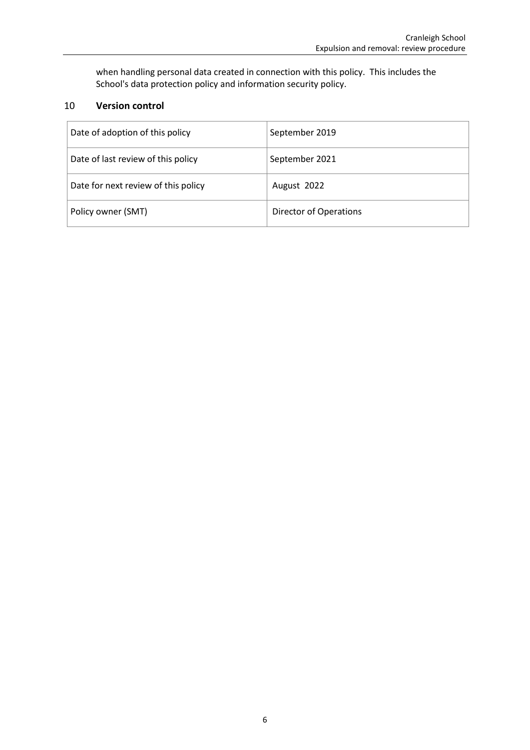when handling personal data created in connection with this policy. This includes the School's data protection policy and information security policy.

## 10 Version control

| Date of adoption of this policy | September 2019 |
| --- | --- |
| Date of last review of this policy | September 2021 |
| Date for next review of this policy | August 2022 |
| Policy owner (SMT) | Director of Operations |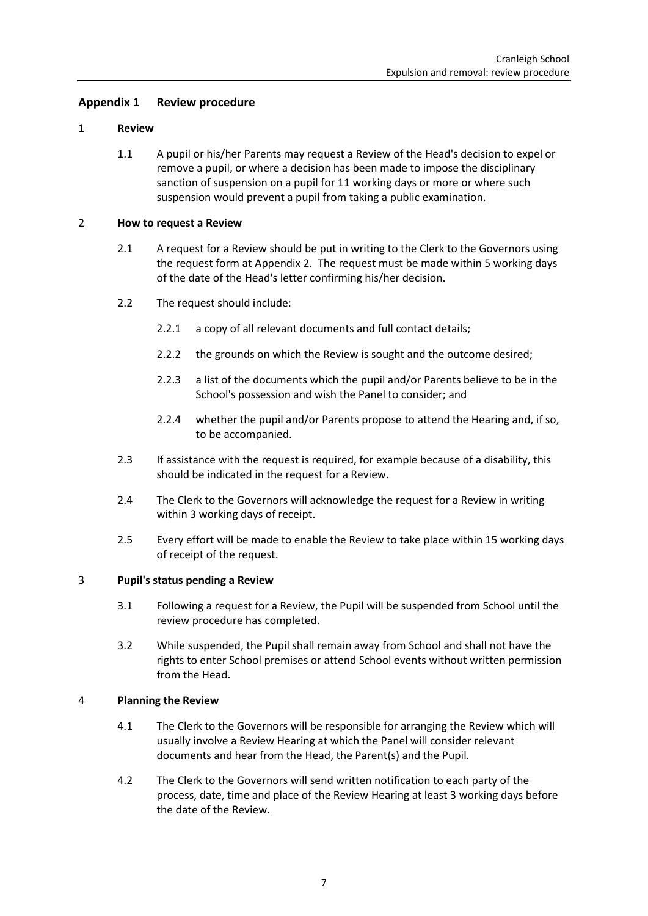## Appendix 1 Review procedure

### 1 Review

1.1 A pupil or his/her Parents may request a Review of the Head's decision to expel or remove a pupil, or where a decision has been made to impose the disciplinary sanction of suspension on a pupil for 11 working days or more or where such suspension would prevent a pupil from taking a public examination.

### 2 How to request a Review

2.1 A request for a Review should be put in writing to the Clerk to the Governors using the request form at Appendix 2. The request must be made within 5 working days of the date of the Head's letter confirming his/her decision.

2.2 The request should include:

2.2.1 a copy of all relevant documents and full contact details;

2.2.2 the grounds on which the Review is sought and the outcome desired;

2.2.3 a list of the documents which the pupil and/or Parents believe to be in the School's possession and wish the Panel to consider; and

2.2.4 whether the pupil and/or Parents propose to attend the Hearing and, if so, to be accompanied.

2.3 If assistance with the request is required, for example because of a disability, this should be indicated in the request for a Review.

2.4 The Clerk to the Governors will acknowledge the request for a Review in writing within 3 working days of receipt.

2.5 Every effort will be made to enable the Review to take place within 15 working days of receipt of the request.

### 3 Pupil's status pending a Review

3.1 Following a request for a Review, the Pupil will be suspended from School until the review procedure has completed.

3.2 While suspended, the Pupil shall remain away from School and shall not have the rights to enter School premises or attend School events without written permission from the Head.

### 4 Planning the Review

4.1 The Clerk to the Governors will be responsible for arranging the Review which will usually involve a Review Hearing at which the Panel will consider relevant documents and hear from the Head, the Parent(s) and the Pupil.

4.2 The Clerk to the Governors will send written notification to each party of the process, date, time and place of the Review Hearing at least 3 working days before the date of the Review.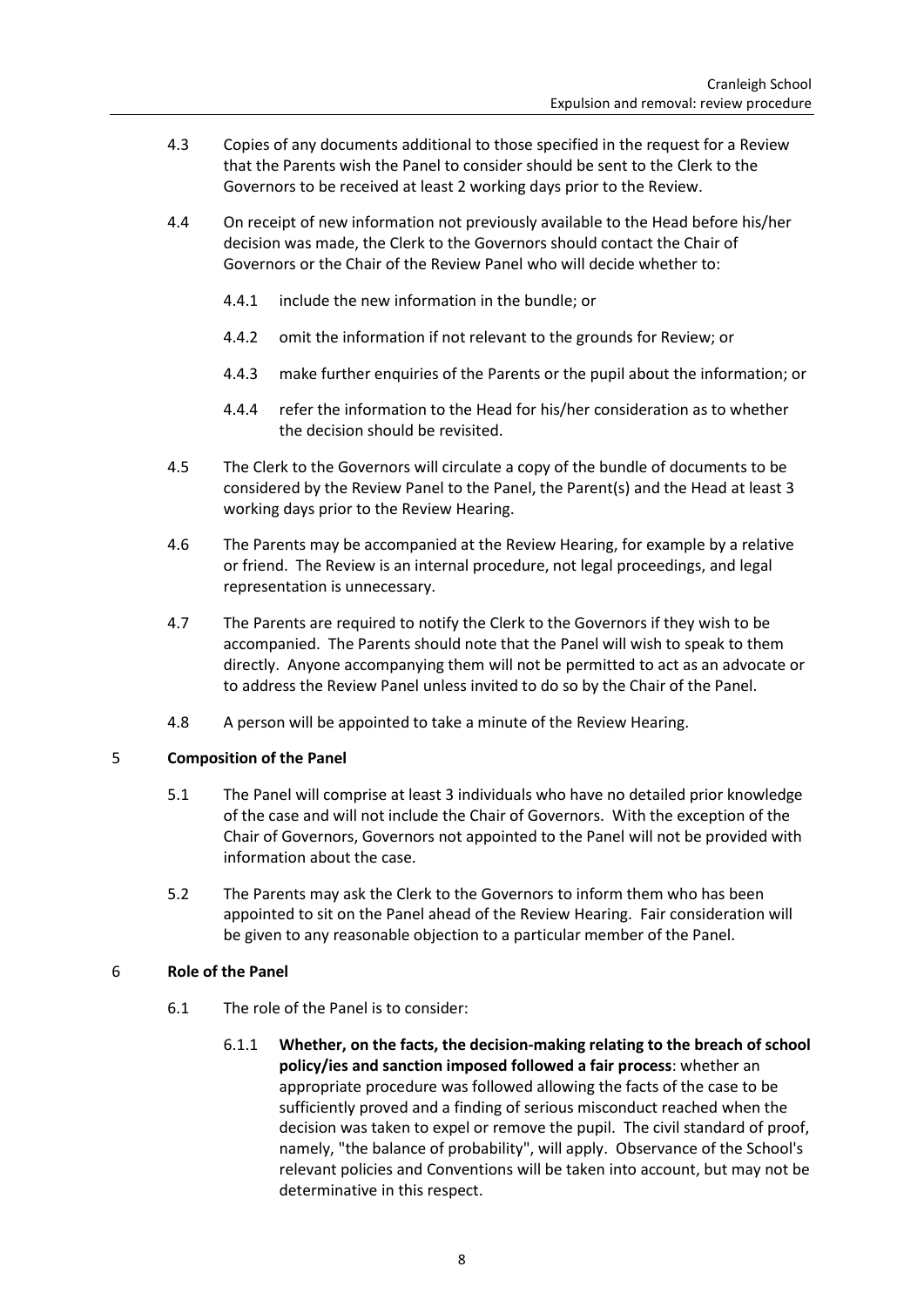4.3 Copies of any documents additional to those specified in the request for a Review that the Parents wish the Panel to consider should be sent to the Clerk to the Governors to be received at least 2 working days prior to the Review.

4.4 On receipt of new information not previously available to the Head before his/her decision was made, the Clerk to the Governors should contact the Chair of Governors or the Chair of the Review Panel who will decide whether to:

4.4.1 include the new information in the bundle; or

4.4.2 omit the information if not relevant to the grounds for Review; or

4.4.3 make further enquiries of the Parents or the pupil about the information; or

4.4.4 refer the information to the Head for his/her consideration as to whether the decision should be revisited.

4.5 The Clerk to the Governors will circulate a copy of the bundle of documents to be considered by the Review Panel to the Panel, the Parent(s) and the Head at least 3 working days prior to the Review Hearing.

4.6 The Parents may be accompanied at the Review Hearing, for example by a relative or friend. The Review is an internal procedure, not legal proceedings, and legal representation is unnecessary.

4.7 The Parents are required to notify the Clerk to the Governors if they wish to be accompanied. The Parents should note that the Panel will wish to speak to them directly. Anyone accompanying them will not be permitted to act as an advocate or to address the Review Panel unless invited to do so by the Chair of the Panel.

4.8 A person will be appointed to take a minute of the Review Hearing.

## 5 Composition of the Panel

5.1 The Panel will comprise at least 3 individuals who have no detailed prior knowledge of the case and will not include the Chair of Governors. With the exception of the Chair of Governors, Governors not appointed to the Panel will not be provided with information about the case.

5.2 The Parents may ask the Clerk to the Governors to inform them who has been appointed to sit on the Panel ahead of the Review Hearing. Fair consideration will be given to any reasonable objection to a particular member of the Panel.

## 6 Role of the Panel

6.1 The role of the Panel is to consider:

6.1.1 **Whether, on the facts, the decision-making relating to the breach of school policy/ies and sanction imposed followed a fair process**: whether an appropriate procedure was followed allowing the facts of the case to be sufficiently proved and a finding of serious misconduct reached when the decision was taken to expel or remove the pupil. The civil standard of proof, namely, "the balance of probability", will apply. Observance of the School's relevant policies and Conventions will be taken into account, but may not be determinative in this respect.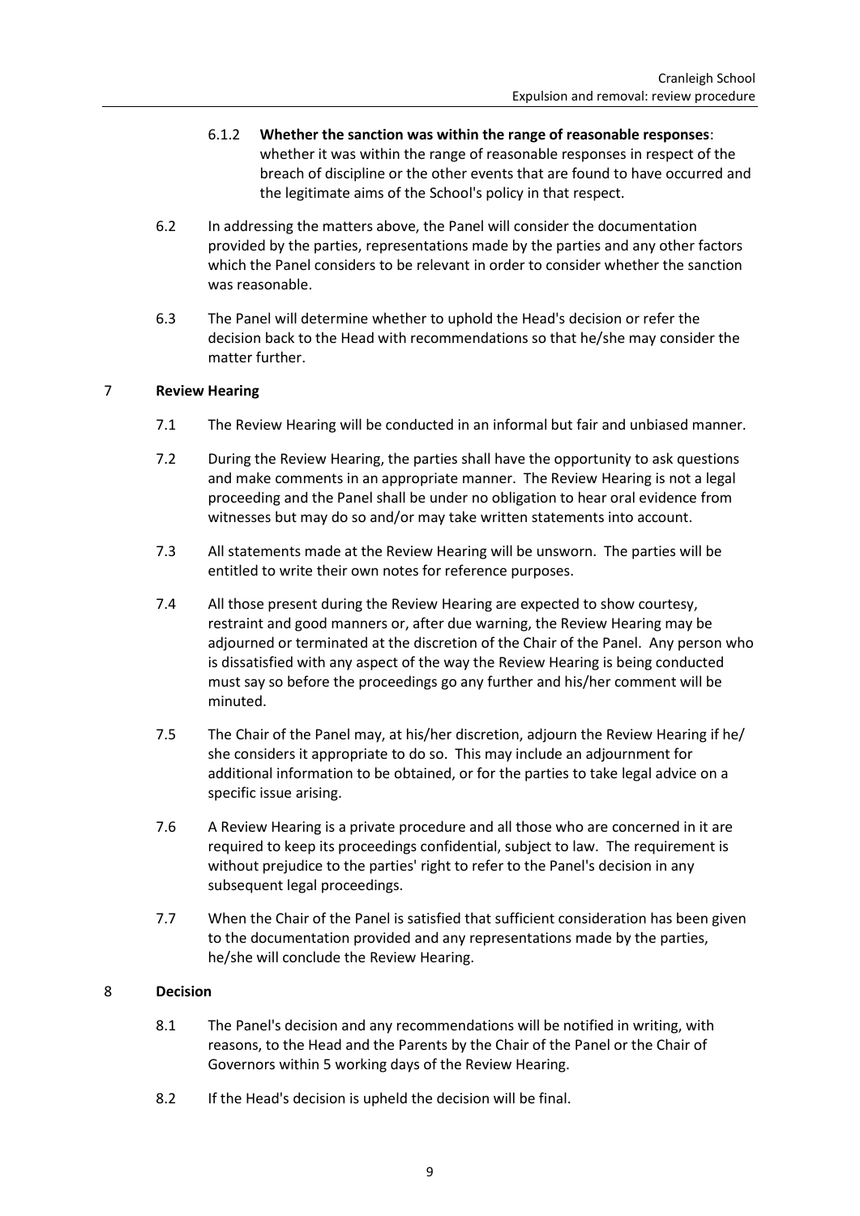6.1.2 **Whether the sanction was within the range of reasonable responses**: whether it was within the range of reasonable responses in respect of the breach of discipline or the other events that are found to have occurred and the legitimate aims of the School's policy in that respect.

6.2 In addressing the matters above, the Panel will consider the documentation provided by the parties, representations made by the parties and any other factors which the Panel considers to be relevant in order to consider whether the sanction was reasonable.

6.3 The Panel will determine whether to uphold the Head's decision or refer the decision back to the Head with recommendations so that he/she may consider the matter further.

## 7 Review Hearing

7.1 The Review Hearing will be conducted in an informal but fair and unbiased manner.

7.2 During the Review Hearing, the parties shall have the opportunity to ask questions and make comments in an appropriate manner. The Review Hearing is not a legal proceeding and the Panel shall be under no obligation to hear oral evidence from witnesses but may do so and/or may take written statements into account.

7.3 All statements made at the Review Hearing will be unsworn. The parties will be entitled to write their own notes for reference purposes.

7.4 All those present during the Review Hearing are expected to show courtesy, restraint and good manners or, after due warning, the Review Hearing may be adjourned or terminated at the discretion of the Chair of the Panel. Any person who is dissatisfied with any aspect of the way the Review Hearing is being conducted must say so before the proceedings go any further and his/her comment will be minuted.

7.5 The Chair of the Panel may, at his/her discretion, adjourn the Review Hearing if he/ she considers it appropriate to do so. This may include an adjournment for additional information to be obtained, or for the parties to take legal advice on a specific issue arising.

7.6 A Review Hearing is a private procedure and all those who are concerned in it are required to keep its proceedings confidential, subject to law. The requirement is without prejudice to the parties' right to refer to the Panel's decision in any subsequent legal proceedings.

7.7 When the Chair of the Panel is satisfied that sufficient consideration has been given to the documentation provided and any representations made by the parties, he/she will conclude the Review Hearing.

## 8 Decision

8.1 The Panel's decision and any recommendations will be notified in writing, with reasons, to the Head and the Parents by the Chair of the Panel or the Chair of Governors within 5 working days of the Review Hearing.

8.2 If the Head's decision is upheld the decision will be final.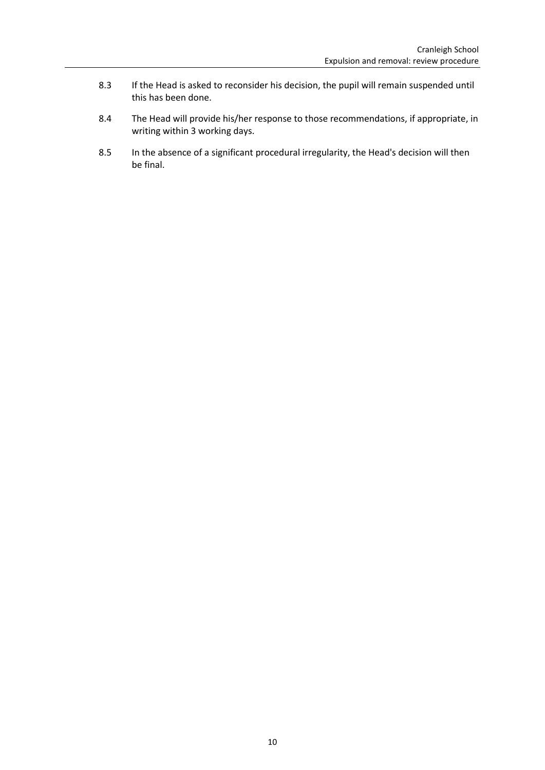8.3 If the Head is asked to reconsider his decision, the pupil will remain suspended until this has been done.

8.4 The Head will provide his/her response to those recommendations, if appropriate, in writing within 3 working days.

8.5 In the absence of a significant procedural irregularity, the Head's decision will then be final.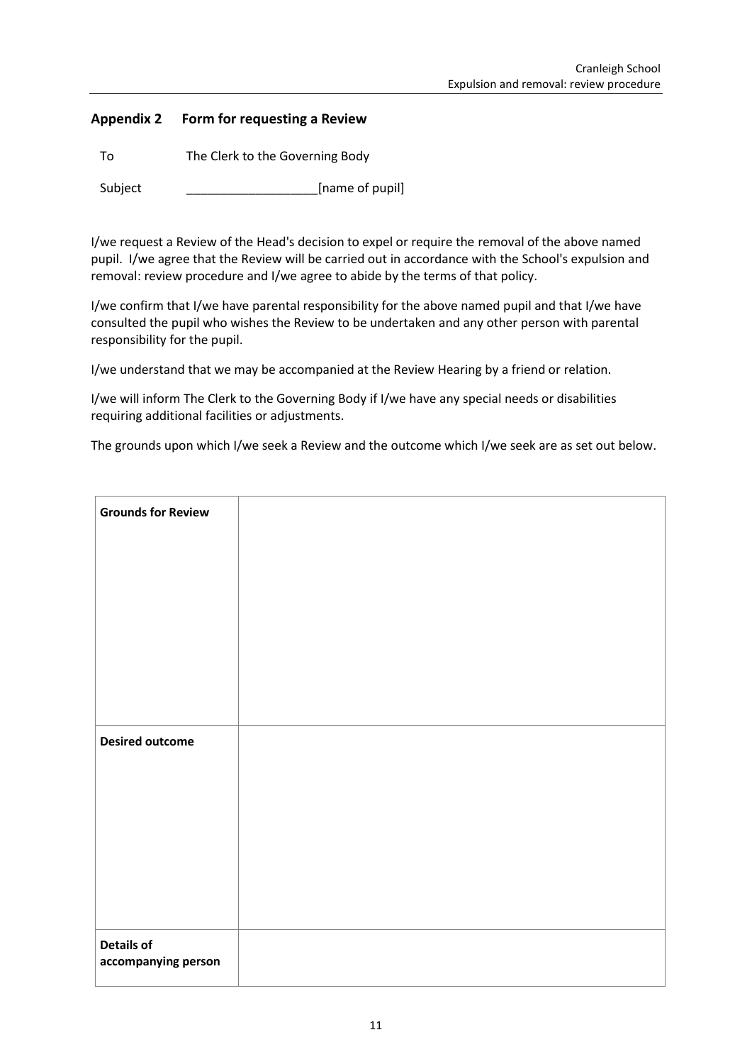## Appendix 2 Form for requesting a Review

| | |
|---|---|
| To | The Clerk to the Governing Body |
| Subject | ___________________[name of pupil] |

I/we request a Review of the Head's decision to expel or require the removal of the above named pupil. I/we agree that the Review will be carried out in accordance with the School's expulsion and removal: review procedure and I/we agree to abide by the terms of that policy.

I/we confirm that I/we have parental responsibility for the above named pupil and that I/we have consulted the pupil who wishes the Review to be undertaken and any other person with parental responsibility for the pupil.

I/we understand that we may be accompanied at the Review Hearing by a friend or relation.

I/we will inform The Clerk to the Governing Body if I/we have any special needs or disabilities requiring additional facilities or adjustments.

The grounds upon which I/we seek a Review and the outcome which I/we seek are as set out below.

| | |
|---|---|
| **Grounds for Review** | |
| **Desired outcome** | |
| **Details of accompanying person** | |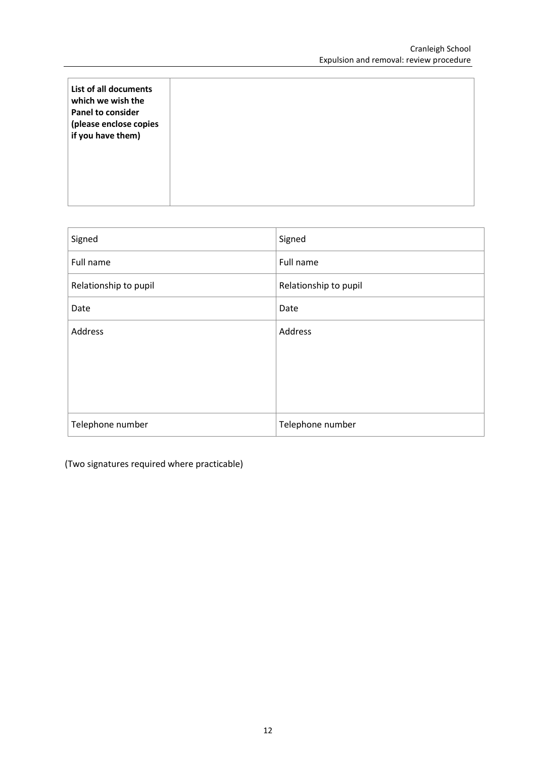| | |
|---|---|
| **List of all documents which we wish the Panel to consider (please enclose copies if you have them)** | |

| | |
|---|---|
| Signed | Signed |
| Full name | Full name |
| Relationship to pupil | Relationship to pupil |
| Date | Date |
| Address | Address |
| Telephone number | Telephone number |

(Two signatures required where practicable)